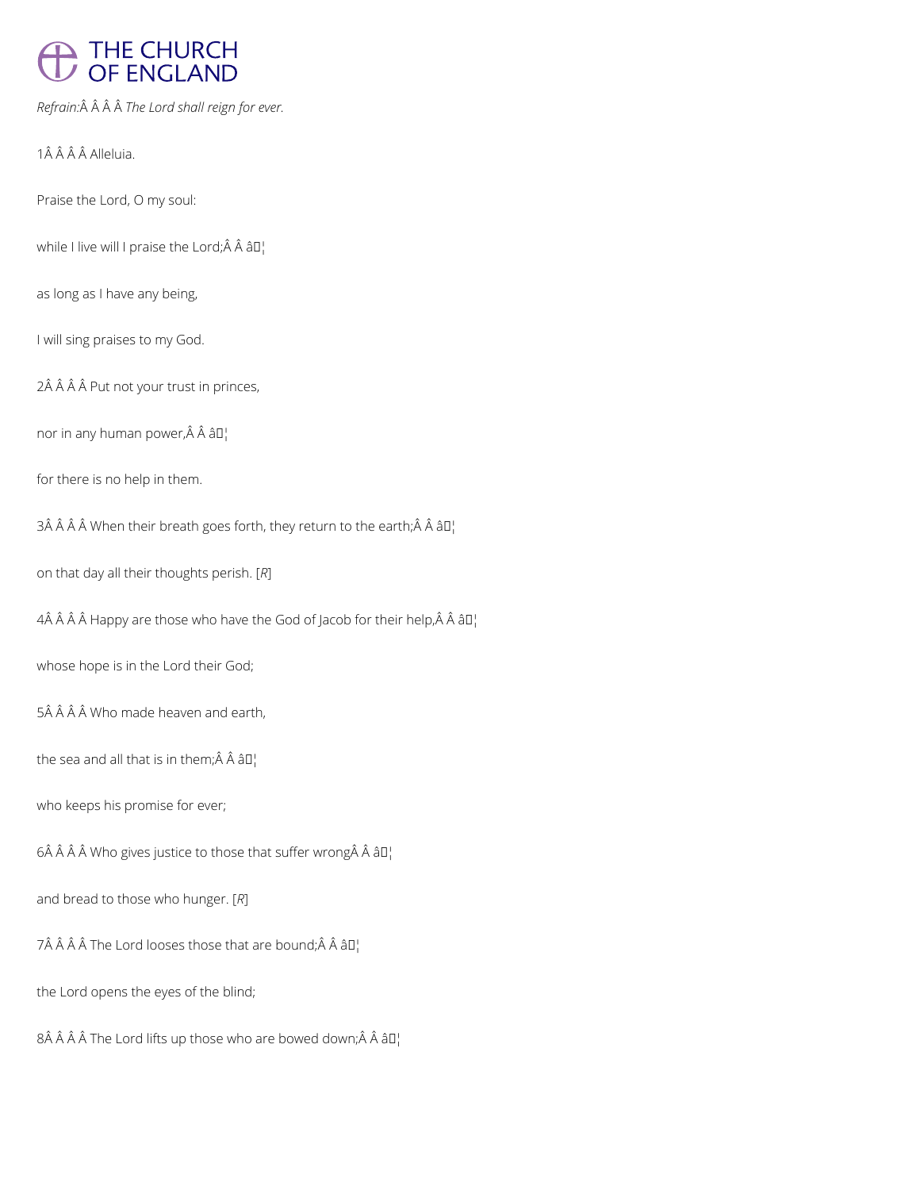*Refrain:*Â Â Â Â *The Lord shall reign for ever.*

1Â Â Â Â Alleluia.

Praise the Lord, O my soul:

while I live will I praise the Lord;Â Â â¦

as long as I have any being,

I will sing praises to my God.

2Â Â Â Â Put not your trust in princes,

nor in any human power,Â Â â¦

for there is no help in them.

3Â Â Â Â When their breath goes forth, they return to the earth;Â Â â¦

on that day all their thoughts perish. [*R*]

4Â Â Â Â Happy are those who have the God of Jacob for their help,Â Â â¦

whose hope is in the Lord their God;

5Â Â Â Â Who made heaven and earth,

the sea and all that is in them;Â Â â¦

who keeps his promise for ever;

6Â Â Â Â Who gives justice to those that suffer wrongÂ Â â¦

and bread to those who hunger. [*R*]

7Â Â Â Â The Lord looses those that are bound;Â Â â¦

the Lord opens the eyes of the blind;

8Â Â Â Â The Lord lifts up those who are bowed down;Â Â â¦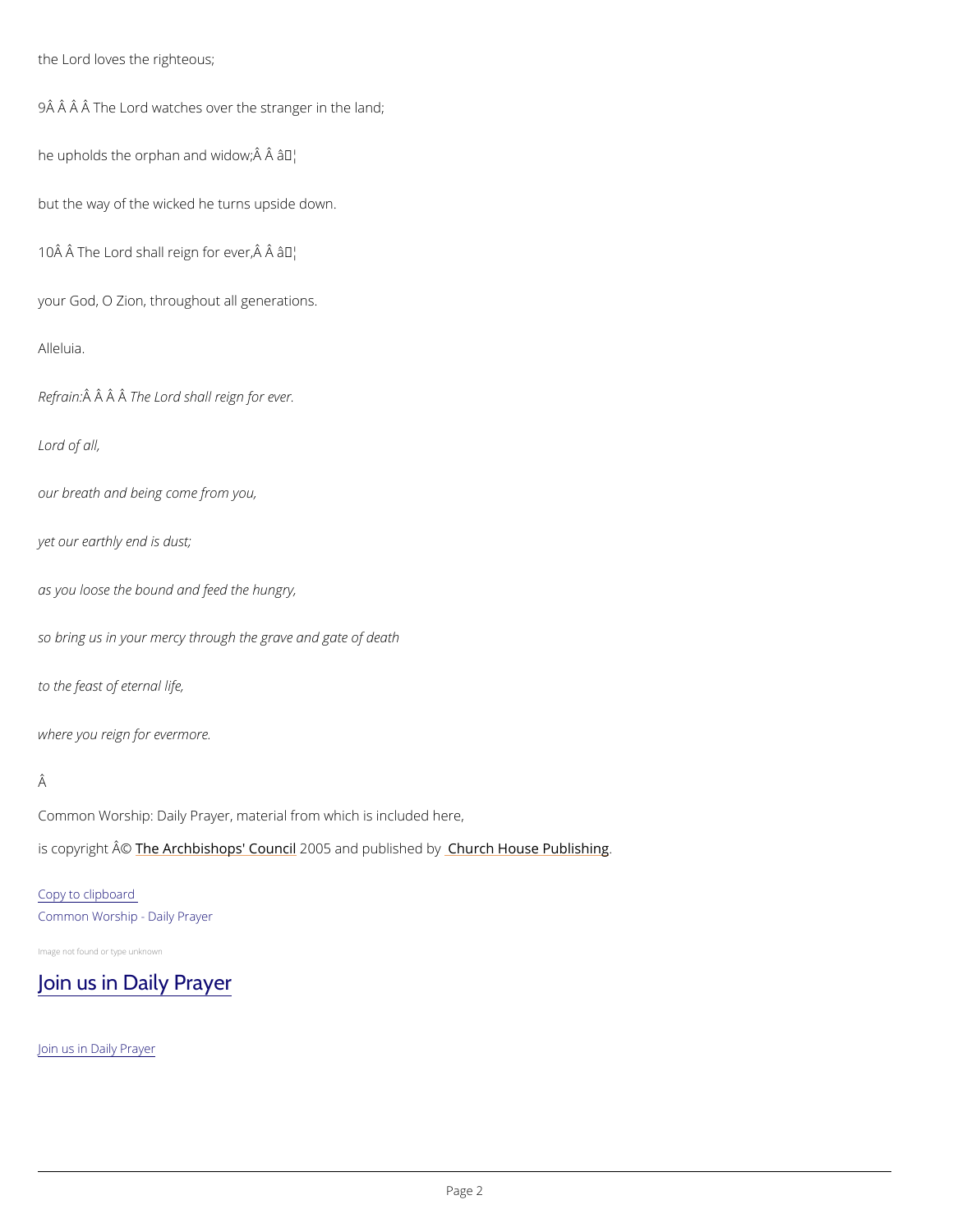the Lord loves the righteous;

9Â Â Â Â The Lord watches over the stranger in the land;

he upholds the orphan and widow;Â Â â¦

but the way of the wicked he turns upside down.

10Â Â The Lord shall reign for ever,Â Â â¦

your God, O Zion, throughout all generations.

Alleluia.

*Refrain:*Â Â Â Â *The Lord shall reign for ever.*

*Lord of all,*

*our breath and being come from you,*

*yet our earthly end is dust;*

*as you loose the bound and feed the hungry,*

*so bring us in your mercy through the grave and gate of death*

*to the feast of eternal life,*

*where you reign for evermore.*

Â

Common Worship: Daily Prayer, material from which is included here,

is copyright Â© The Archbishops' Council 2005 and published by Church House Publishing.

Copy to clipboard

Common Worship - Daily Prayer

Image not found or type unknown

## Join us in Daily Prayer

Join us in Daily Prayer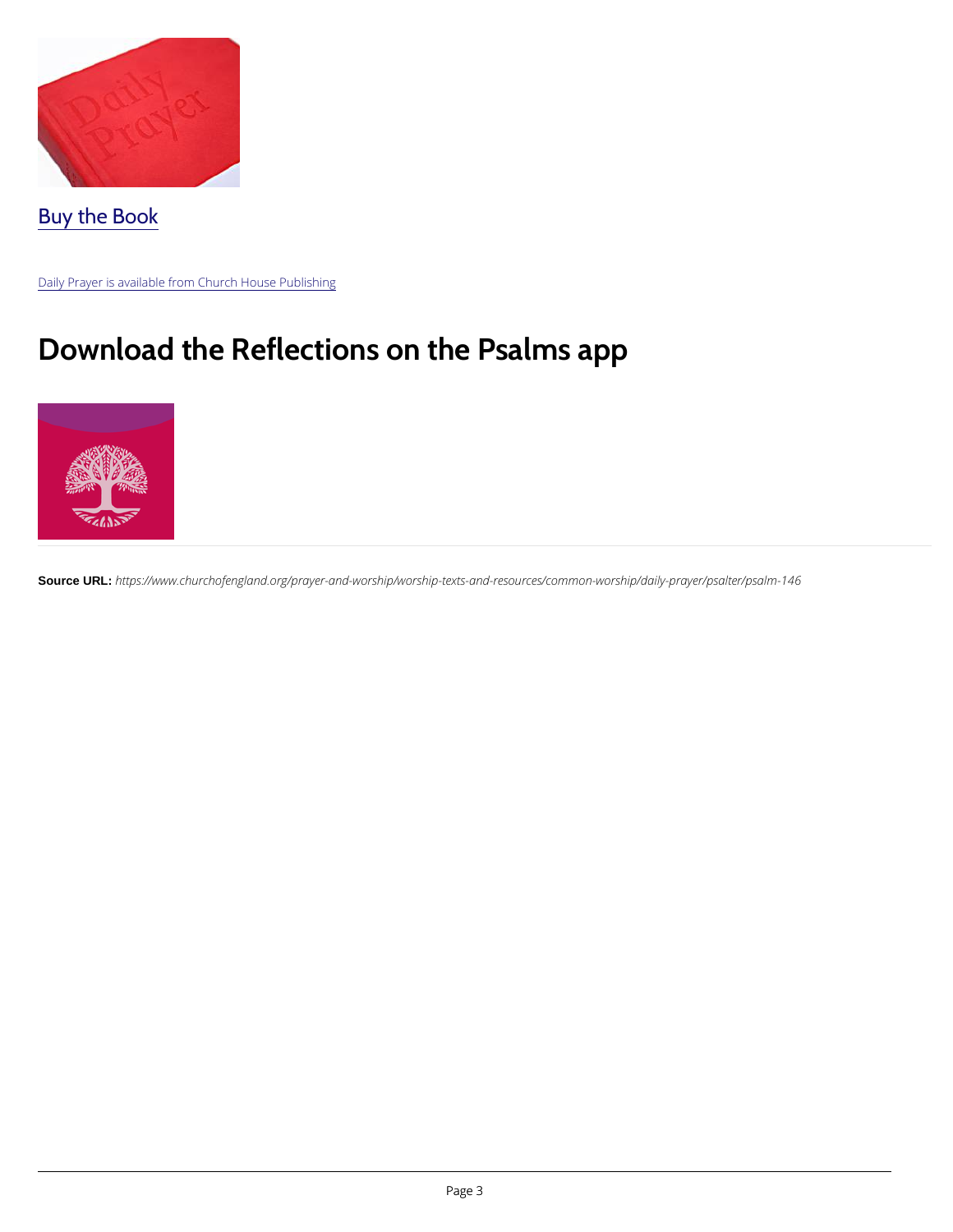[Buy the Book]

[Daily Prayer is available from Church House Publishing]

## Download the Reflections on the Psalms app

**Source URL:** *https://www.churchofengland.org/prayer-and-worship/worship-texts-and-resources/common-worship/daily-prayer/psalter/psalm-146*